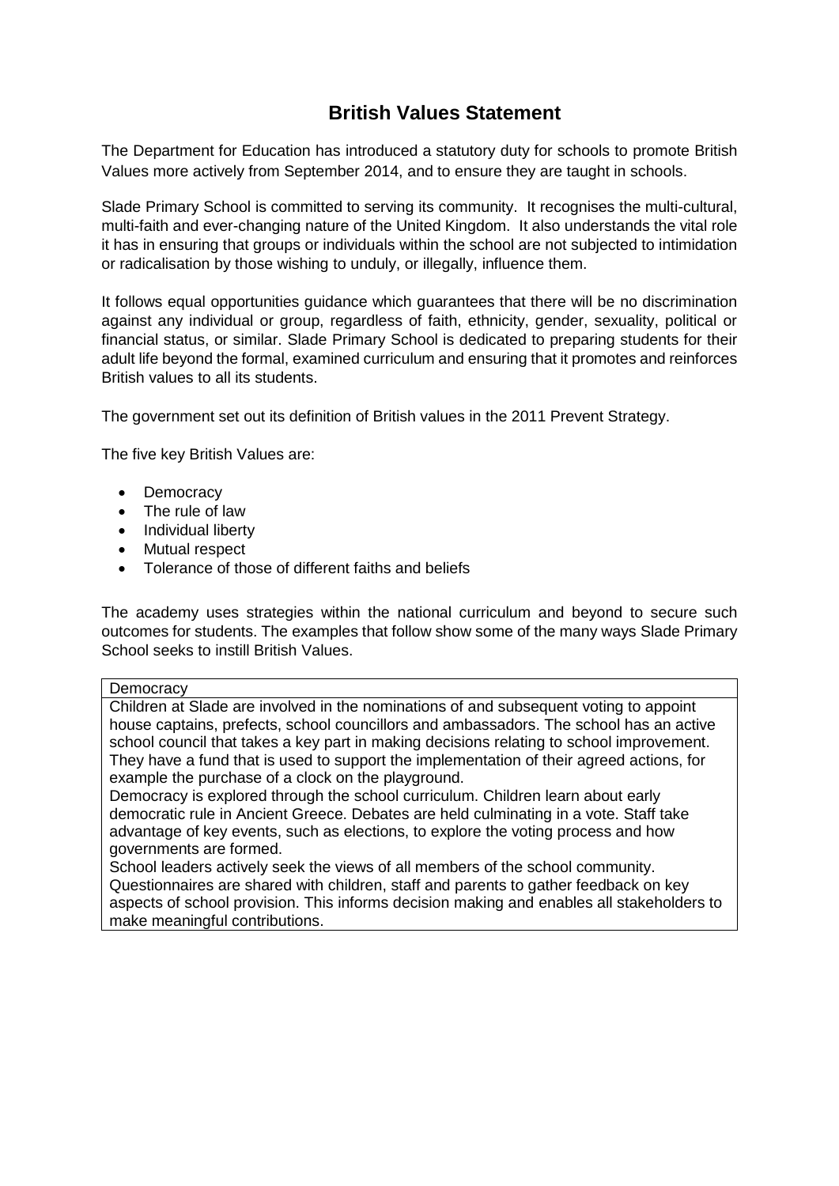# British Values Statement

The Department for Education has introduced a statutory duty for schools to promote British Values more actively from September 2014, and to ensure they are taught in schools.

Slade Primary School is committed to serving its community. It recognises the multi-cultural, multi-faith and ever-changing nature of the United Kingdom. It also understands the vital role it has in ensuring that groups or individuals within the school are not subjected to intimidation or radicalisation by those wishing to unduly, or illegally, influence them.

It follows equal opportunities guidance which guarantees that there will be no discrimination against any individual or group, regardless of faith, ethnicity, gender, sexuality, political or financial status, or similar. Slade Primary School is dedicated to preparing students for their adult life beyond the formal, examined curriculum and ensuring that it promotes and reinforces British values to all its students.

The government set out its definition of British values in the 2011 Prevent Strategy.

The five key British Values are:

- Democracy
- The rule of law
- Individual liberty
- Mutual respect
- Tolerance of those of different faiths and beliefs

The academy uses strategies within the national curriculum and beyond to secure such outcomes for students. The examples that follow show some of the many ways Slade Primary School seeks to instill British Values.

| Democracy |
|---|
| Children at Slade are involved in the nominations of and subsequent voting to appoint house captains, prefects, school councillors and ambassadors. The school has an active school council that takes a key part in making decisions relating to school improvement. They have a fund that is used to support the implementation of their agreed actions, for example the purchase of a clock on the playground.<br>Democracy is explored through the school curriculum. Children learn about early democratic rule in Ancient Greece. Debates are held culminating in a vote. Staff take advantage of key events, such as elections, to explore the voting process and how governments are formed.<br>School leaders actively seek the views of all members of the school community. Questionnaires are shared with children, staff and parents to gather feedback on key aspects of school provision. This informs decision making and enables all stakeholders to make meaningful contributions. |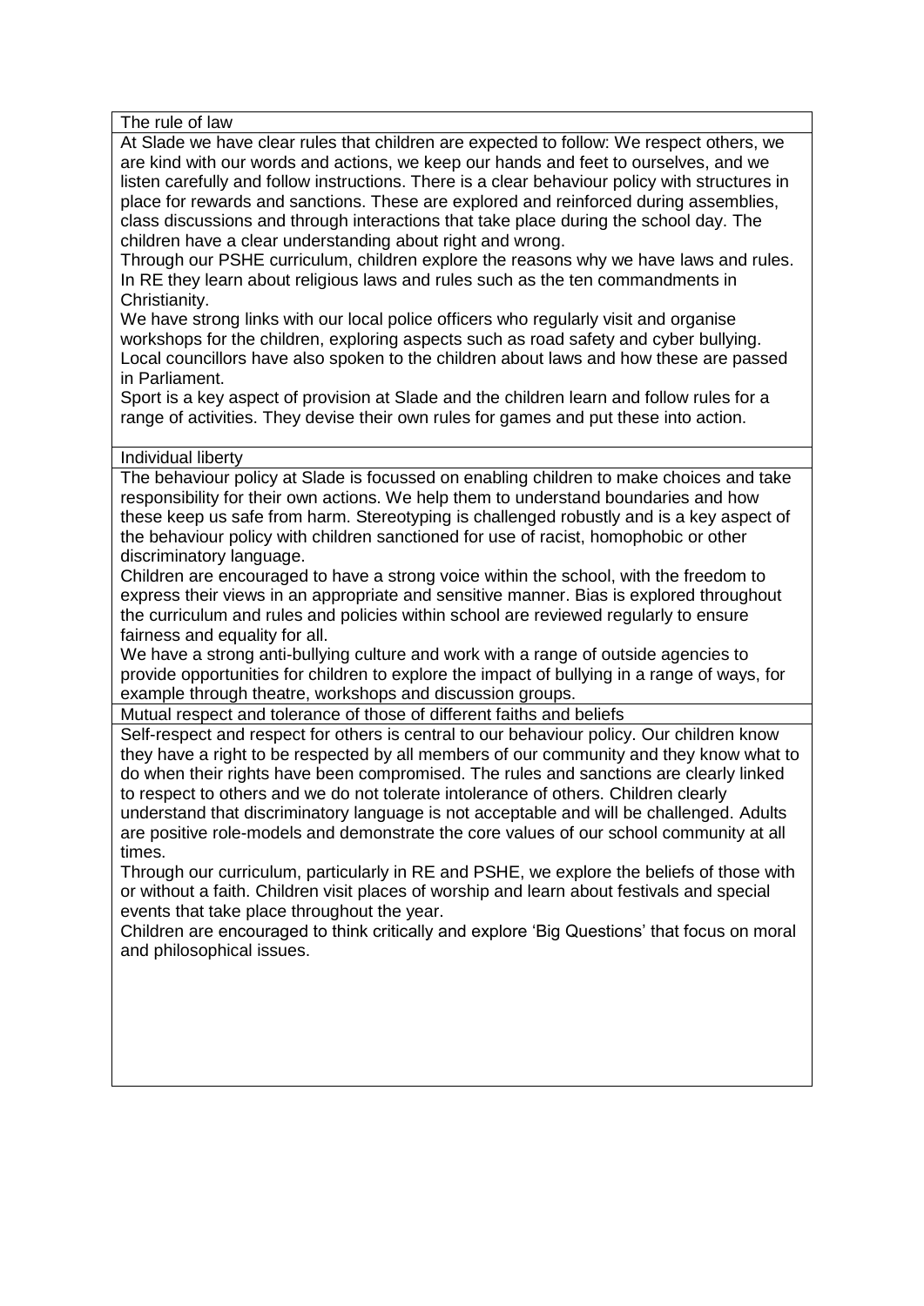## The rule of law

At Slade we have clear rules that children are expected to follow: We respect others, we are kind with our words and actions, we keep our hands and feet to ourselves, and we listen carefully and follow instructions. There is a clear behaviour policy with structures in place for rewards and sanctions. These are explored and reinforced during assemblies, class discussions and through interactions that take place during the school day. The children have a clear understanding about right and wrong.

Through our PSHE curriculum, children explore the reasons why we have laws and rules. In RE they learn about religious laws and rules such as the ten commandments in Christianity.

We have strong links with our local police officers who regularly visit and organise workshops for the children, exploring aspects such as road safety and cyber bullying. Local councillors have also spoken to the children about laws and how these are passed in Parliament.

Sport is a key aspect of provision at Slade and the children learn and follow rules for a range of activities. They devise their own rules for games and put these into action.

## Individual liberty

The behaviour policy at Slade is focussed on enabling children to make choices and take responsibility for their own actions. We help them to understand boundaries and how these keep us safe from harm. Stereotyping is challenged robustly and is a key aspect of the behaviour policy with children sanctioned for use of racist, homophobic or other discriminatory language.

Children are encouraged to have a strong voice within the school, with the freedom to express their views in an appropriate and sensitive manner. Bias is explored throughout the curriculum and rules and policies within school are reviewed regularly to ensure fairness and equality for all.

We have a strong anti-bullying culture and work with a range of outside agencies to provide opportunities for children to explore the impact of bullying in a range of ways, for example through theatre, workshops and discussion groups.

## Mutual respect and tolerance of those of different faiths and beliefs

Self-respect and respect for others is central to our behaviour policy. Our children know they have a right to be respected by all members of our community and they know what to do when their rights have been compromised. The rules and sanctions are clearly linked to respect to others and we do not tolerate intolerance of others. Children clearly understand that discriminatory language is not acceptable and will be challenged. Adults are positive role-models and demonstrate the core values of our school community at all times.

Through our curriculum, particularly in RE and PSHE, we explore the beliefs of those with or without a faith. Children visit places of worship and learn about festivals and special events that take place throughout the year.

Children are encouraged to think critically and explore 'Big Questions' that focus on moral and philosophical issues.